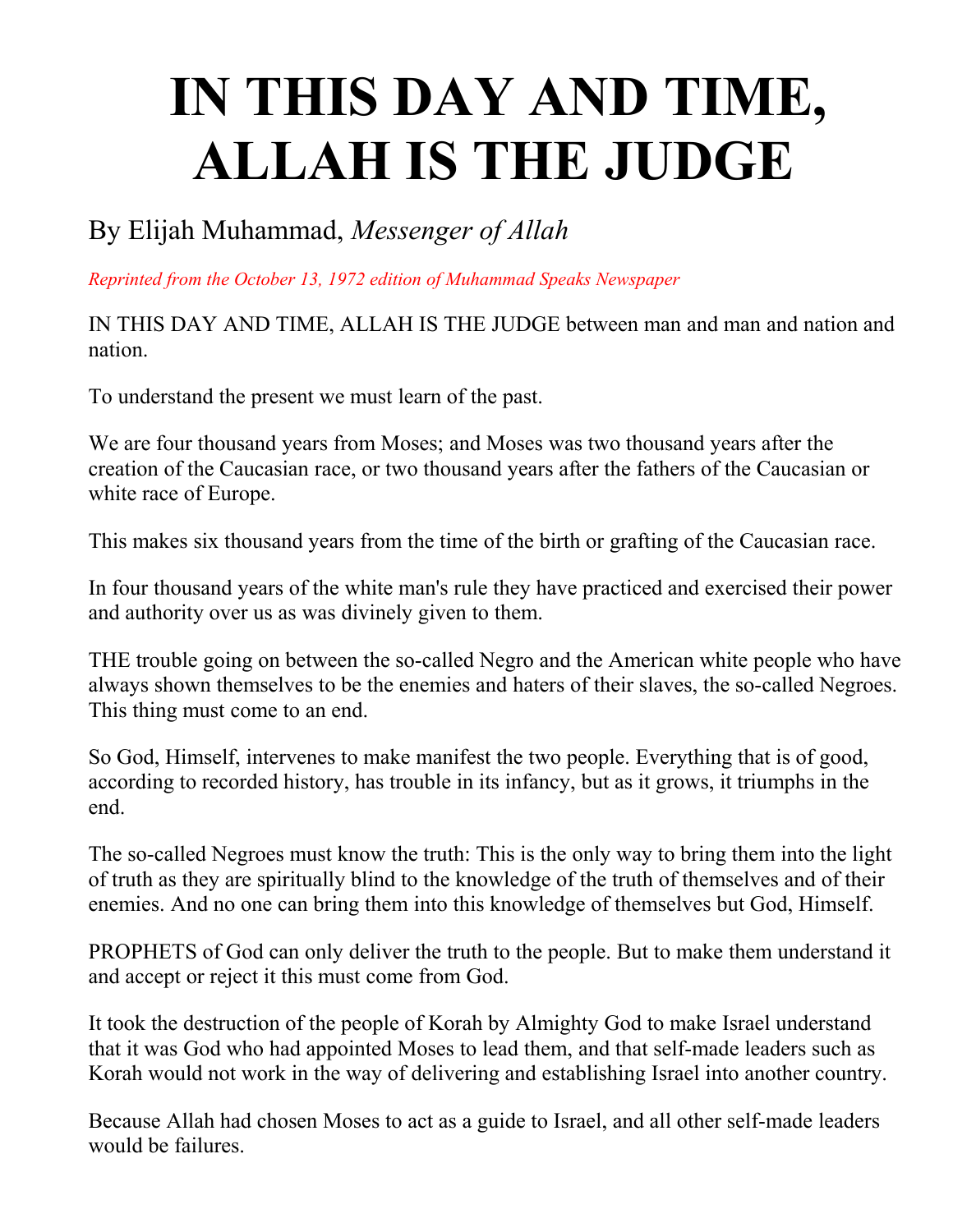# IN THIS DAY AND TIME, ALLAH IS THE JUDGE

By Elijah Muhammad, *Messenger of Allah*

*Reprinted from the October 13, 1972 edition of Muhammad Speaks Newspaper*

IN THIS DAY AND TIME, ALLAH IS THE JUDGE between man and man and nation and nation.

To understand the present we must learn of the past.

We are four thousand years from Moses; and Moses was two thousand years after the creation of the Caucasian race, or two thousand years after the fathers of the Caucasian or white race of Europe.

This makes six thousand years from the time of the birth or grafting of the Caucasian race.

In four thousand years of the white man's rule they have practiced and exercised their power and authority over us as was divinely given to them.

THE trouble going on between the so-called Negro and the American white people who have always shown themselves to be the enemies and haters of their slaves, the so-called Negroes. This thing must come to an end.

So God, Himself, intervenes to make manifest the two people. Everything that is of good, according to recorded history, has trouble in its infancy, but as it grows, it triumphs in the end.

The so-called Negroes must know the truth: This is the only way to bring them into the light of truth as they are spiritually blind to the knowledge of the truth of themselves and of their enemies. And no one can bring them into this knowledge of themselves but God, Himself.

PROPHETS of God can only deliver the truth to the people. But to make them understand it and accept or reject it this must come from God.

It took the destruction of the people of Korah by Almighty God to make Israel understand that it was God who had appointed Moses to lead them, and that self-made leaders such as Korah would not work in the way of delivering and establishing Israel into another country.

Because Allah had chosen Moses to act as a guide to Israel, and all other self-made leaders would be failures.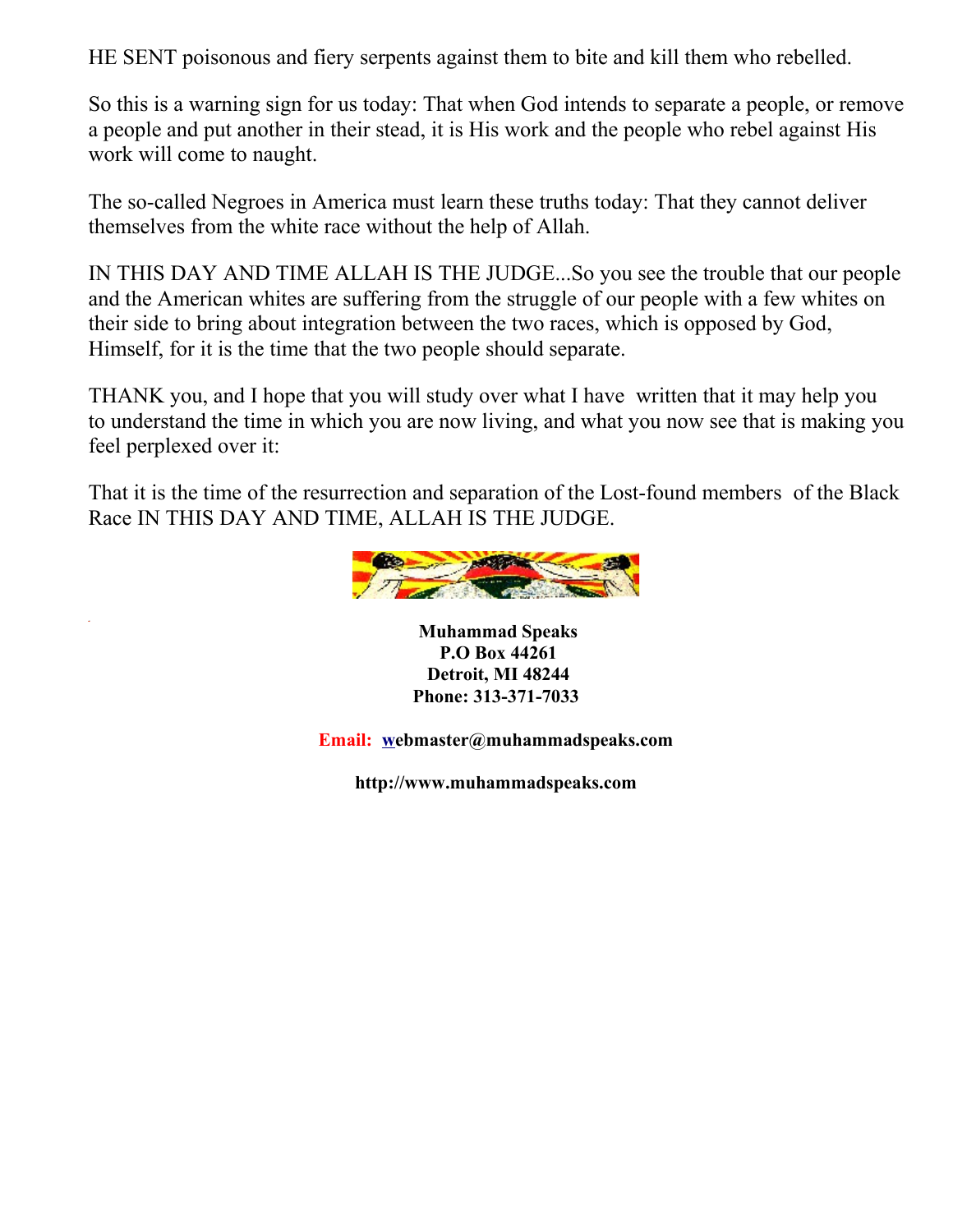HE SENT poisonous and fiery serpents against them to bite and kill them who rebelled.

So this is a warning sign for us today: That when God intends to separate a people, or remove a people and put another in their stead, it is His work and the people who rebel against His work will come to naught.

The so-called Negroes in America must learn these truths today: That they cannot deliver themselves from the white race without the help of Allah.

IN THIS DAY AND TIME ALLAH IS THE JUDGE...So you see the trouble that our people and the American whites are suffering from the struggle of our people with a few whites on their side to bring about integration between the two races, which is opposed by God, Himself, for it is the time that the two people should separate.

THANK you, and I hope that you will study over what I have written that it may help you to understand the time in which you are now living, and what you now see that is making you feel perplexed over it:

That it is the time of the resurrection and separation of the Lost-found members of the Black Race IN THIS DAY AND TIME, ALLAH IS THE JUDGE.

**Muhammad Speaks**
**P.O Box 44261**
**Detroit, MI 48244**
**Phone: 313-371-7033**

**Email: webmaster@muhammadspeaks.com**

**http://www.muhammadspeaks.com**